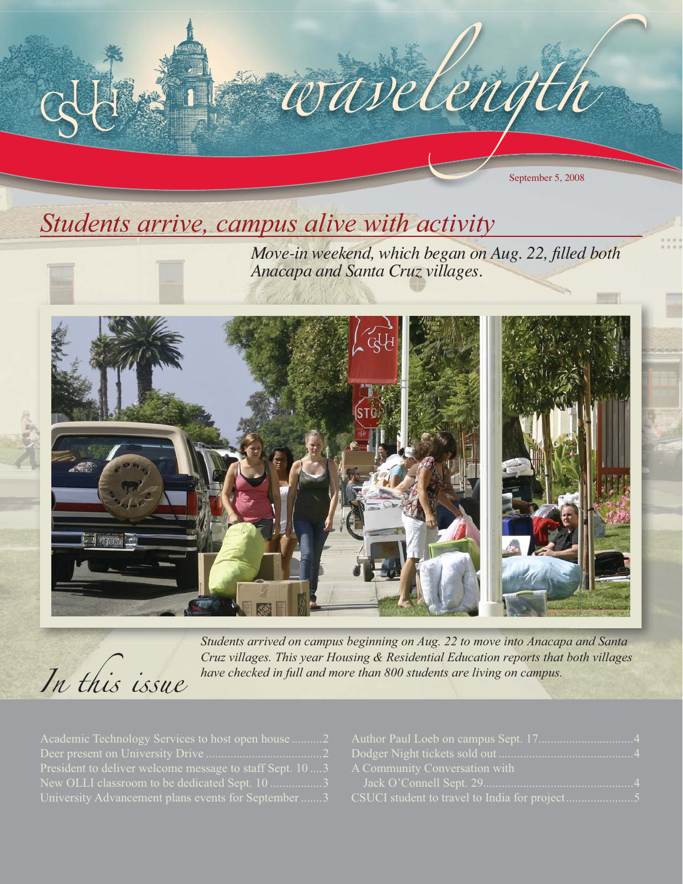# CSUCI wavelength

September 5, 2008

## *Students arrive, campus alive with activity*

*Move-in weekend, which began on Aug. 22, filled both Anacapa and Santa Cruz villages.*

*Students arrived on campus beginning on Aug. 22 to move into Anacapa and Santa Cruz villages. This year Housing & Residential Education reports that both villages have checked in full and more than 800 students are living on campus.*

## *In this issue*

- Academic Technology Services to host open house .......... 2
- Deer present on University Drive .......... 2
- President to deliver welcome message to staff Sept. 10 .... 3
- New OLLI classroom to be dedicated Sept. 10 .......... 3
- University Advancement plans events for September ....... 3
- Author Paul Loeb on campus Sept. 17 .......... 4
- Dodger Night tickets sold out .......... 4
- A Community Conversation with Jack O'Connell Sept. 29 .......... 4
- CSUCI student to travel to India for project .......... 5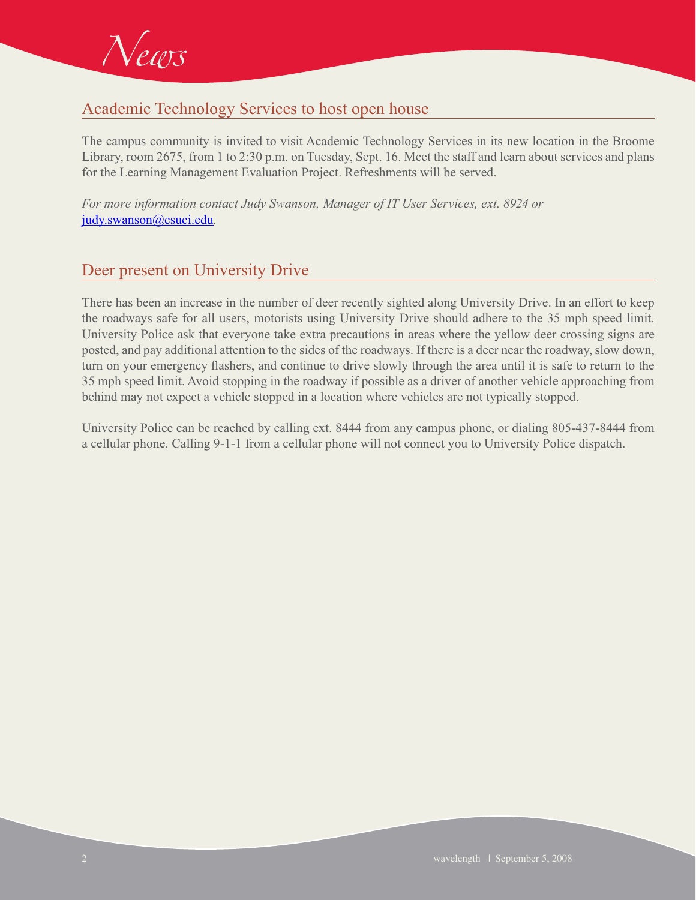# News

## Academic Technology Services to host open house

The campus community is invited to visit Academic Technology Services in its new location in the Broome Library, room 2675, from 1 to 2:30 p.m. on Tuesday, Sept. 16. Meet the staff and learn about services and plans for the Learning Management Evaluation Project. Refreshments will be served.

*For more information contact Judy Swanson, Manager of IT User Services, ext. 8924 or [judy.swanson@csuci.edu](mailto:judy.swanson@csuci.edu).*

## Deer present on University Drive

There has been an increase in the number of deer recently sighted along University Drive. In an effort to keep the roadways safe for all users, motorists using University Drive should adhere to the 35 mph speed limit. University Police ask that everyone take extra precautions in areas where the yellow deer crossing signs are posted, and pay additional attention to the sides of the roadways. If there is a deer near the roadway, slow down, turn on your emergency flashers, and continue to drive slowly through the area until it is safe to return to the 35 mph speed limit. Avoid stopping in the roadway if possible as a driver of another vehicle approaching from behind may not expect a vehicle stopped in a location where vehicles are not typically stopped.

University Police can be reached by calling ext. 8444 from any campus phone, or dialing 805-437-8444 from a cellular phone. Calling 9-1-1 from a cellular phone will not connect you to University Police dispatch.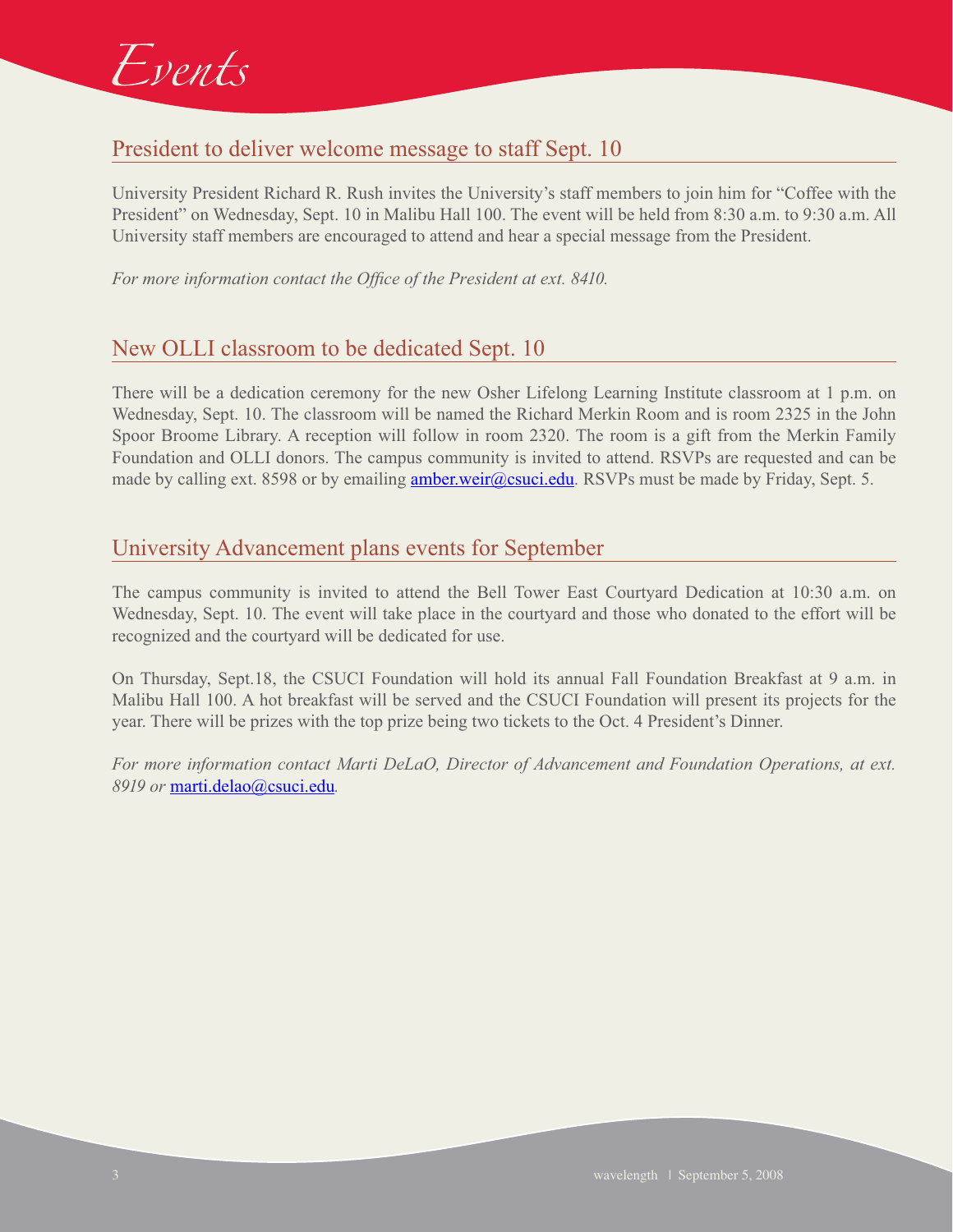# Events

## President to deliver welcome message to staff Sept. 10

University President Richard R. Rush invites the University's staff members to join him for "Coffee with the President" on Wednesday, Sept. 10 in Malibu Hall 100. The event will be held from 8:30 a.m. to 9:30 a.m. All University staff members are encouraged to attend and hear a special message from the President.

*For more information contact the Office of the President at ext. 8410.*

## New OLLI classroom to be dedicated Sept. 10

There will be a dedication ceremony for the new Osher Lifelong Learning Institute classroom at 1 p.m. on Wednesday, Sept. 10. The classroom will be named the Richard Merkin Room and is room 2325 in the John Spoor Broome Library. A reception will follow in room 2320. The room is a gift from the Merkin Family Foundation and OLLI donors. The campus community is invited to attend. RSVPs are requested and can be made by calling ext. 8598 or by emailing amber.weir@csuci.edu. RSVPs must be made by Friday, Sept. 5.

## University Advancement plans events for September

The campus community is invited to attend the Bell Tower East Courtyard Dedication at 10:30 a.m. on Wednesday, Sept. 10. The event will take place in the courtyard and those who donated to the effort will be recognized and the courtyard will be dedicated for use.

On Thursday, Sept.18, the CSUCI Foundation will hold its annual Fall Foundation Breakfast at 9 a.m. in Malibu Hall 100. A hot breakfast will be served and the CSUCI Foundation will present its projects for the year. There will be prizes with the top prize being two tickets to the Oct. 4 President's Dinner.

*For more information contact Marti DeLaO, Director of Advancement and Foundation Operations, at ext. 8919 or* marti.delao@csuci.edu*.*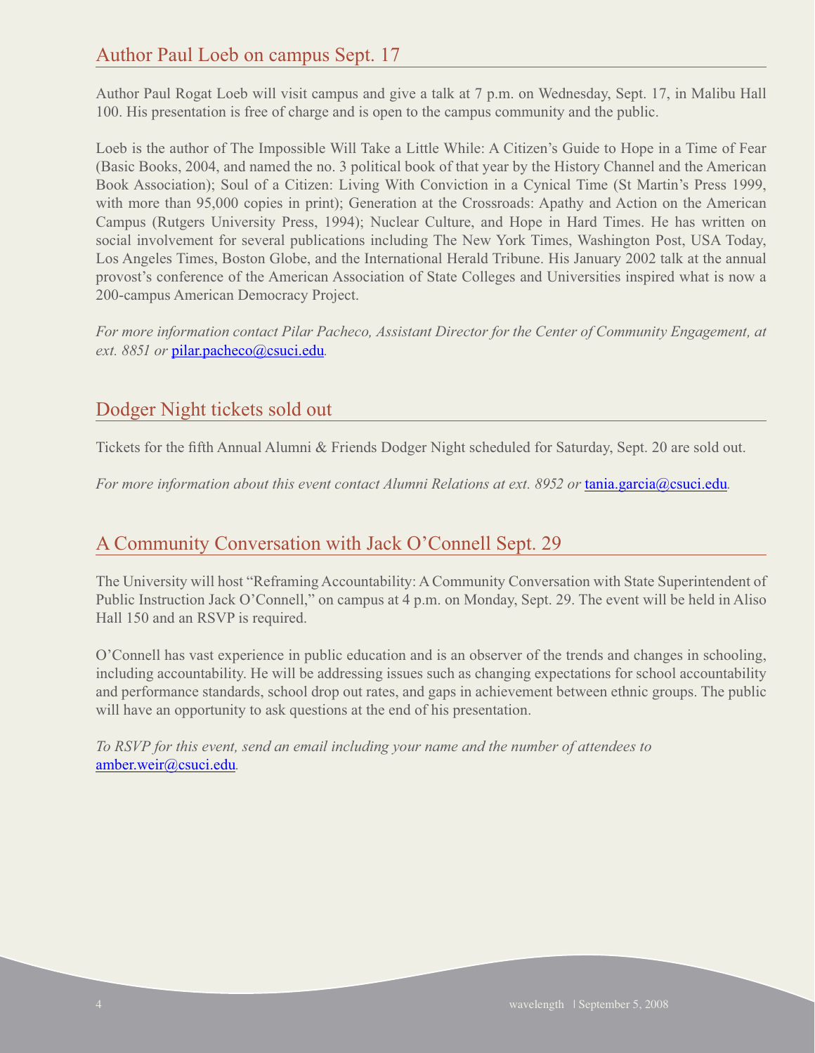## Author Paul Loeb on campus Sept. 17

Author Paul Rogat Loeb will visit campus and give a talk at 7 p.m. on Wednesday, Sept. 17, in Malibu Hall 100. His presentation is free of charge and is open to the campus community and the public.

Loeb is the author of The Impossible Will Take a Little While: A Citizen's Guide to Hope in a Time of Fear (Basic Books, 2004, and named the no. 3 political book of that year by the History Channel and the American Book Association); Soul of a Citizen: Living With Conviction in a Cynical Time (St Martin's Press 1999, with more than 95,000 copies in print); Generation at the Crossroads: Apathy and Action on the American Campus (Rutgers University Press, 1994); Nuclear Culture, and Hope in Hard Times. He has written on social involvement for several publications including The New York Times, Washington Post, USA Today, Los Angeles Times, Boston Globe, and the International Herald Tribune. His January 2002 talk at the annual provost's conference of the American Association of State Colleges and Universities inspired what is now a 200-campus American Democracy Project.

*For more information contact Pilar Pacheco, Assistant Director for the Center of Community Engagement, at ext. 8851 or* pilar.pacheco@csuci.edu*.*

## Dodger Night tickets sold out

Tickets for the fifth Annual Alumni & Friends Dodger Night scheduled for Saturday, Sept. 20 are sold out.

*For more information about this event contact Alumni Relations at ext. 8952 or* tania.garcia@csuci.edu*.*

## A Community Conversation with Jack O'Connell Sept. 29

The University will host "Reframing Accountability: A Community Conversation with State Superintendent of Public Instruction Jack O'Connell," on campus at 4 p.m. on Monday, Sept. 29. The event will be held in Aliso Hall 150 and an RSVP is required.

O'Connell has vast experience in public education and is an observer of the trends and changes in schooling, including accountability. He will be addressing issues such as changing expectations for school accountability and performance standards, school drop out rates, and gaps in achievement between ethnic groups. The public will have an opportunity to ask questions at the end of his presentation.

*To RSVP for this event, send an email including your name and the number of attendees to* amber.weir@csuci.edu*.*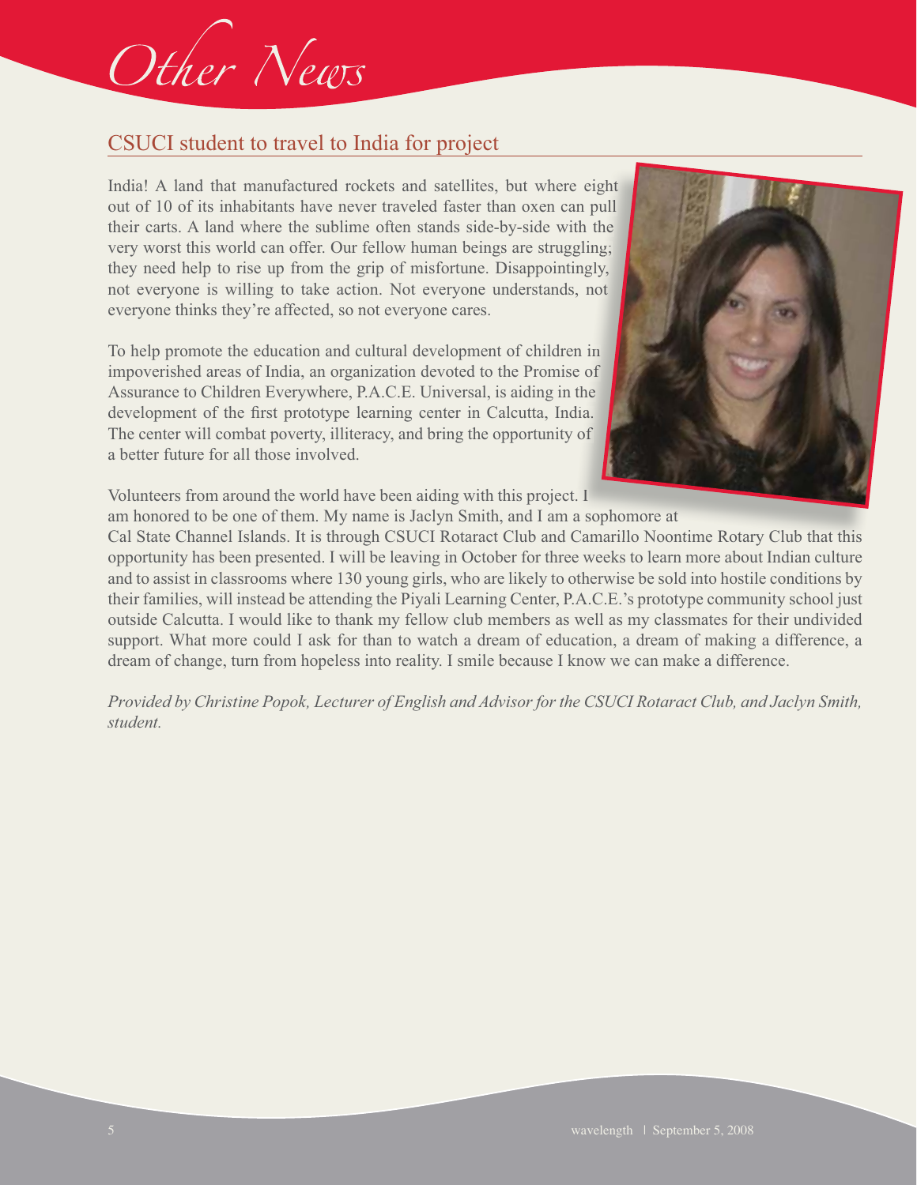# Other News

## CSUCI student to travel to India for project

India! A land that manufactured rockets and satellites, but where eight out of 10 of its inhabitants have never traveled faster than oxen can pull their carts. A land where the sublime often stands side-by-side with the very worst this world can offer. Our fellow human beings are struggling; they need help to rise up from the grip of misfortune. Disappointingly, not everyone is willing to take action. Not everyone understands, not everyone thinks they're affected, so not everyone cares.

To help promote the education and cultural development of children in impoverished areas of India, an organization devoted to the Promise of Assurance to Children Everywhere, P.A.C.E. Universal, is aiding in the development of the first prototype learning center in Calcutta, India. The center will combat poverty, illiteracy, and bring the opportunity of a better future for all those involved.

Volunteers from around the world have been aiding with this project. I am honored to be one of them. My name is Jaclyn Smith, and I am a sophomore at Cal State Channel Islands. It is through CSUCI Rotaract Club and Camarillo Noontime Rotary Club that this opportunity has been presented. I will be leaving in October for three weeks to learn more about Indian culture and to assist in classrooms where 130 young girls, who are likely to otherwise be sold into hostile conditions by their families, will instead be attending the Piyali Learning Center, P.A.C.E.'s prototype community school just outside Calcutta. I would like to thank my fellow club members as well as my classmates for their undivided support. What more could I ask for than to watch a dream of education, a dream of making a difference, a dream of change, turn from hopeless into reality. I smile because I know we can make a difference.

*Provided by Christine Popok, Lecturer of English and Advisor for the CSUCI Rotaract Club, and Jaclyn Smith, student.*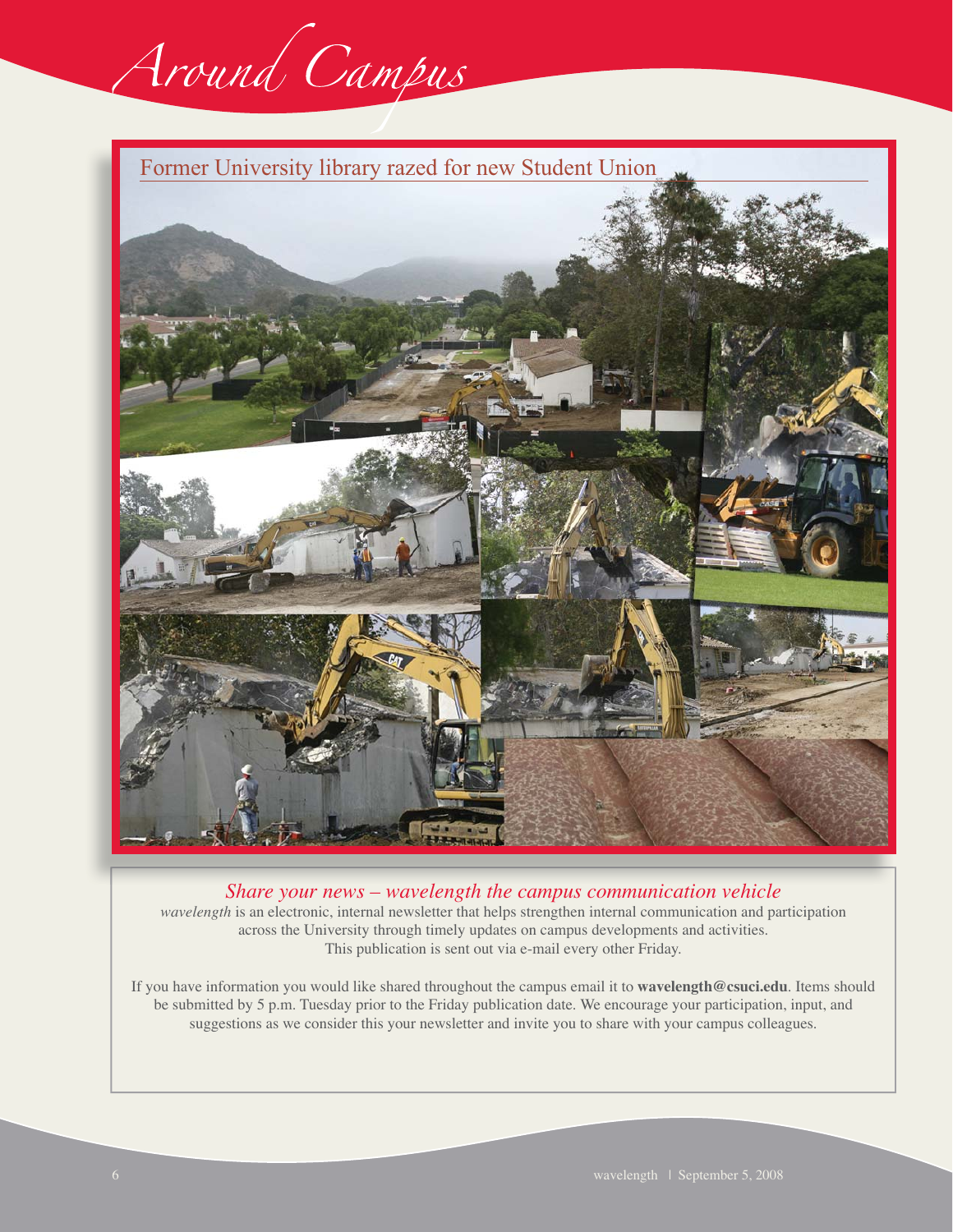# Around Campus

## Former University library razed for new Student Union

### *Share your news – wavelength the campus communication vehicle*

*wavelength* is an electronic, internal newsletter that helps strengthen internal communication and participation across the University through timely updates on campus developments and activities. This publication is sent out via e-mail every other Friday.

If you have information you would like shared throughout the campus email it to **wavelength@csuci.edu**. Items should be submitted by 5 p.m. Tuesday prior to the Friday publication date. We encourage your participation, input, and suggestions as we consider this your newsletter and invite you to share with your campus colleagues.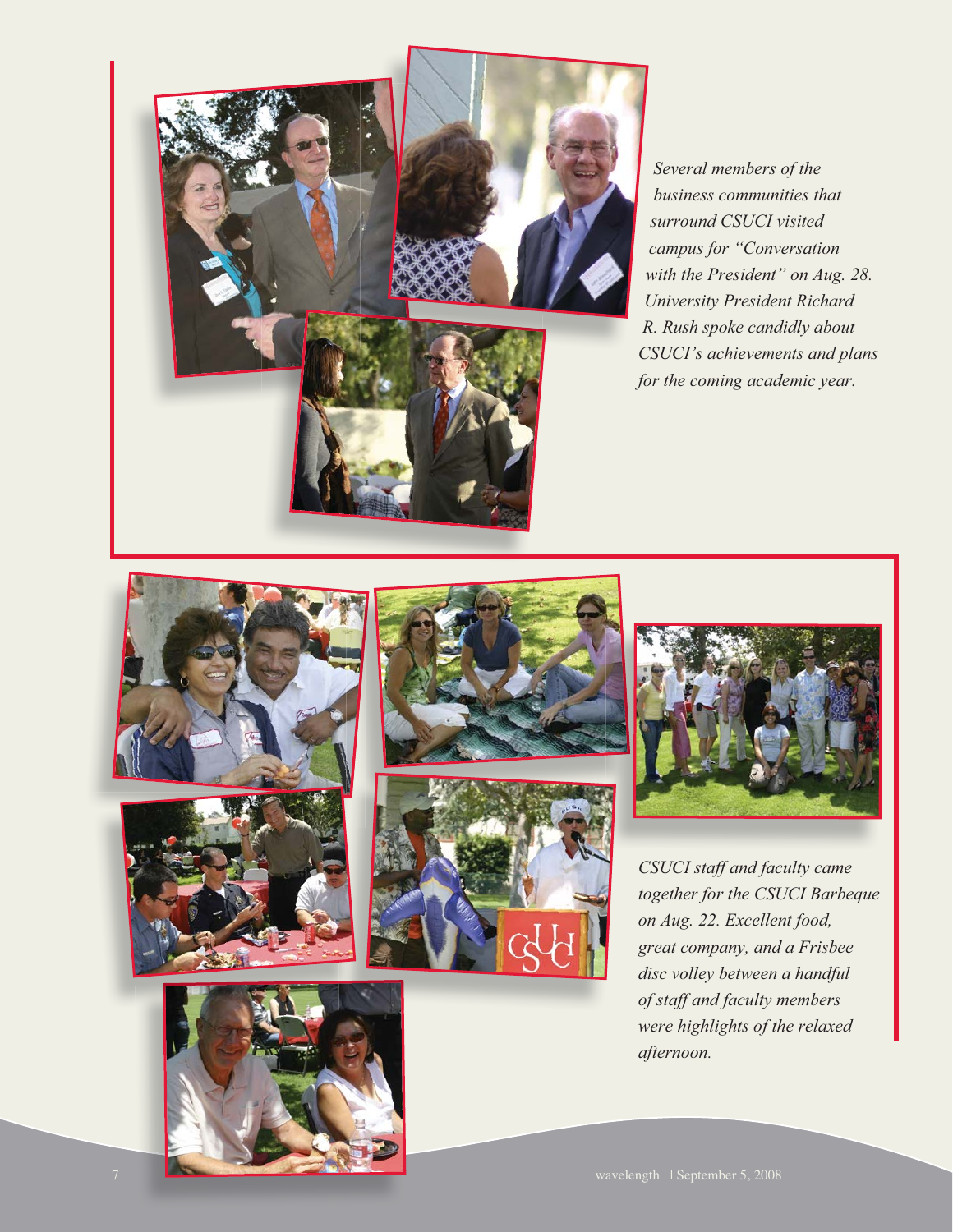*Several members of the business communities that surround CSUCI visited campus for "Conversation with the President" on Aug. 28. University President Richard R. Rush spoke candidly about CSUCI's achievements and plans for the coming academic year.*

*CSUCI staff and faculty came together for the CSUCI Barbeque on Aug. 22. Excellent food, great company, and a Frisbee disc volley between a handful of staff and faculty members were highlights of the relaxed afternoon.*